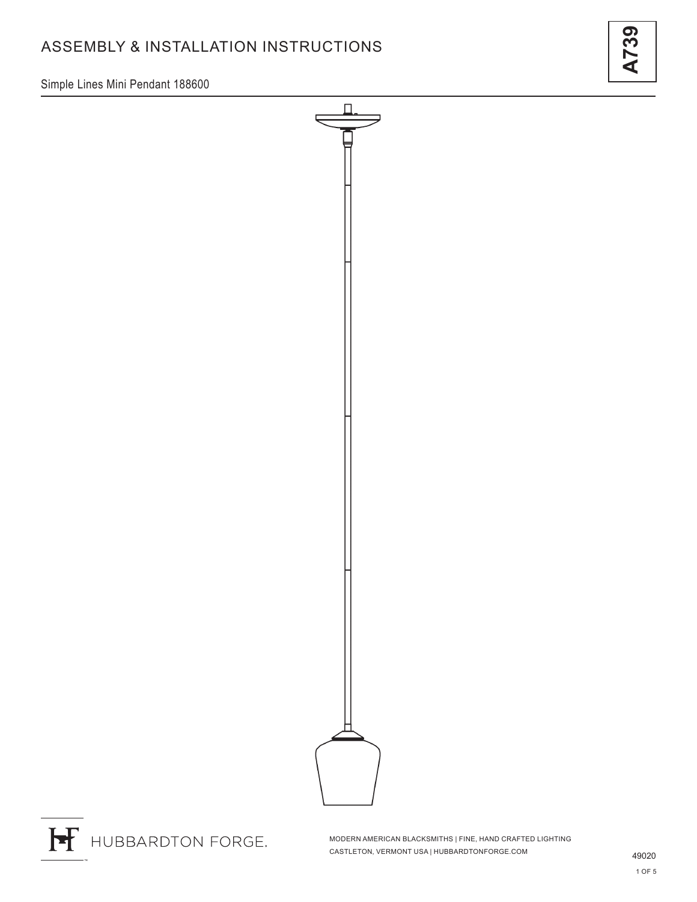# ASSEMBLY & INSTALLATION INSTRUCTIONS

**A739**

Simple Lines Mini Pendant 188600

HUBBARDTON FORGE.

MODERN AMERICAN BLACKSMITHS | FINE, HAND CRAFTED LIGHTING
CASTLETON, VERMONT USA | HUBBARDTONFORGE.COM

49020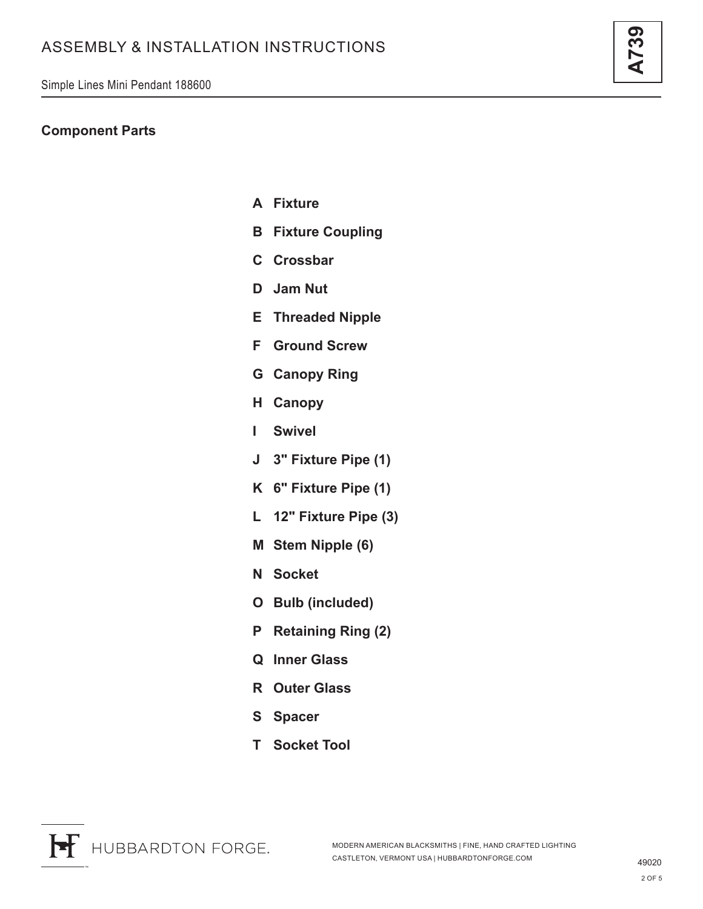# ASSEMBLY & INSTALLATION INSTRUCTIONS

Simple Lines Mini Pendant 188600

## Component Parts

- **A Fixture**
- **B Fixture Coupling**
- **C Crossbar**
- **D Jam Nut**
- **E Threaded Nipple**
- **F Ground Screw**
- **G Canopy Ring**
- **H Canopy**
- **I Swivel**
- **J 3" Fixture Pipe (1)**
- **K 6" Fixture Pipe (1)**
- **L 12" Fixture Pipe (3)**
- **M Stem Nipple (6)**
- **N Socket**
- **O Bulb (included)**
- **P Retaining Ring (2)**
- **Q Inner Glass**
- **R Outer Glass**
- **S Spacer**
- **T Socket Tool**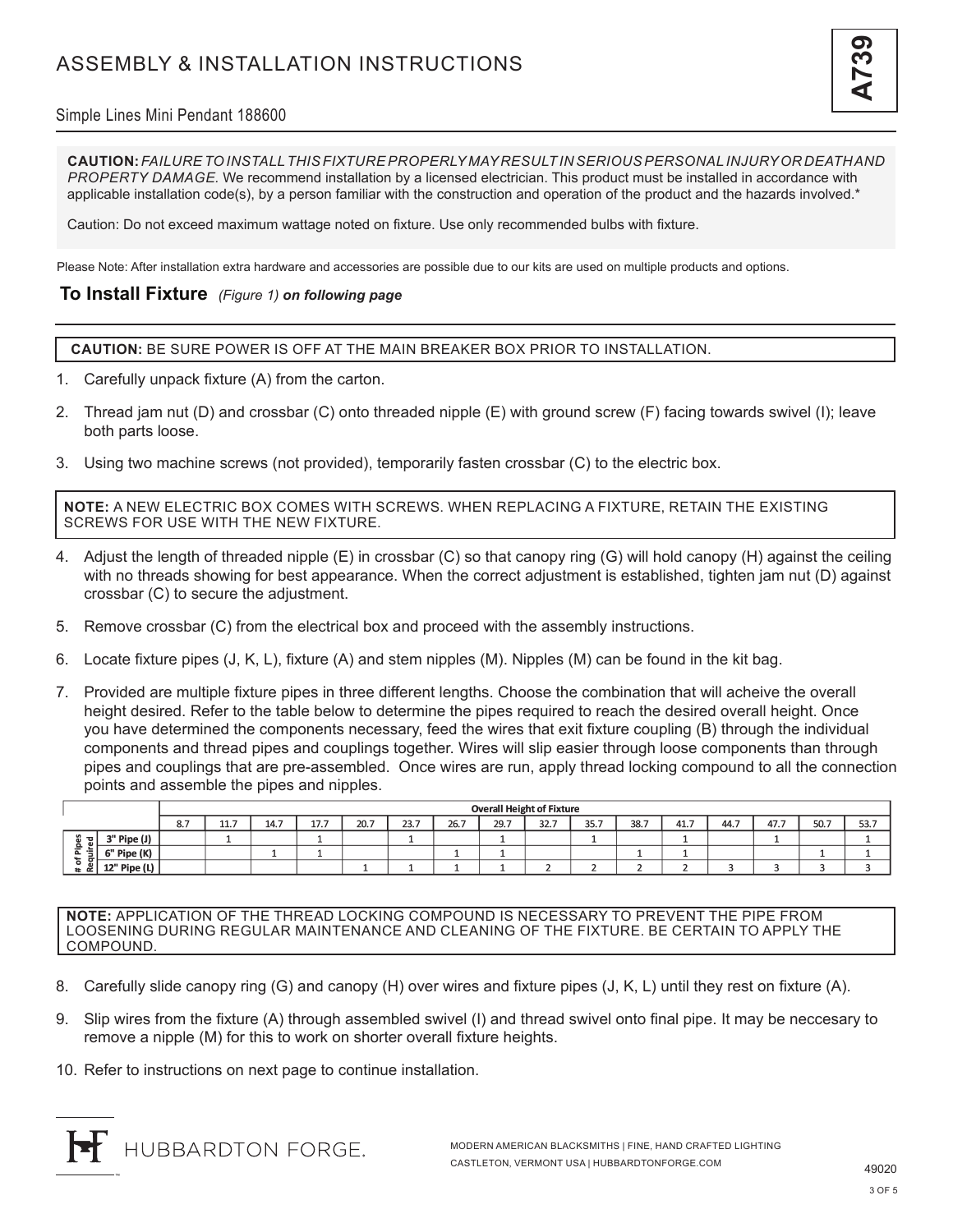# ASSEMBLY & INSTALLATION INSTRUCTIONS

A739

Simple Lines Mini Pendant 188600

**CAUTION:** *FAILURE TO INSTALL THIS FIXTURE PROPERLY MAY RESULT IN SERIOUS PERSONAL INJURY OR DEATH AND PROPERTY DAMAGE.* We recommend installation by a licensed electrician. This product must be installed in accordance with applicable installation code(s), by a person familiar with the construction and operation of the product and the hazards involved.*

Caution: Do not exceed maximum wattage noted on fixture. Use only recommended bulbs with fixture.

Please Note: After installation extra hardware and accessories are possible due to our kits are used on multiple products and options.

## To Install Fixture *(Figure 1)* ***on following page***

**CAUTION:** BE SURE POWER IS OFF AT THE MAIN BREAKER BOX PRIOR TO INSTALLATION.

1. Carefully unpack fixture (A) from the carton.
2. Thread jam nut (D) and crossbar (C) onto threaded nipple (E) with ground screw (F) facing towards swivel (I); leave both parts loose.
3. Using two machine screws (not provided), temporarily fasten crossbar (C) to the electric box.

**NOTE:** A NEW ELECTRIC BOX COMES WITH SCREWS. WHEN REPLACING A FIXTURE, RETAIN THE EXISTING SCREWS FOR USE WITH THE NEW FIXTURE.

4. Adjust the length of threaded nipple (E) in crossbar (C) so that canopy ring (G) will hold canopy (H) against the ceiling with no threads showing for best appearance. When the correct adjustment is established, tighten jam nut (D) against crossbar (C) to secure the adjustment.
5. Remove crossbar (C) from the electrical box and proceed with the assembly instructions.
6. Locate fixture pipes (J, K, L), fixture (A) and stem nipples (M). Nipples (M) can be found in the kit bag.
7. Provided are multiple fixture pipes in three different lengths. Choose the combination that will acheive the overall height desired. Refer to the table below to determine the pipes required to reach the desired overall height. Once you have determined the components necessary, feed the wires that exit fixture coupling (B) through the individual components and thread pipes and couplings together. Wires will slip easier through loose components than through pipes and couplings that are pre-assembled. Once wires are run, apply thread locking compound to all the connection points and assemble the pipes and nipples.

| | | Overall Height of Fixture | | | | | | | | | | | | | | | |
|---|---|---|---|---|---|---|---|---|---|---|---|---|---|---|---|---|---|
| | | 8.7 | 11.7 | 14.7 | 17.7 | 20.7 | 23.7 | 26.7 | 29.7 | 32.7 | 35.7 | 38.7 | 41.7 | 44.7 | 47.7 | 50.7 | 53.7 |
| # of Pipes Required | 3" Pipe (J) | | 1 | | 1 | | 1 | | 1 | | 1 | | 1 | | 1 | | 1 |
| | 6" Pipe (K) | | | 1 | 1 | | | 1 | 1 | | | 1 | 1 | | | 1 | 1 |
| | 12" Pipe (L) | | | | | 1 | 1 | 1 | 1 | 2 | 2 | 2 | 2 | 3 | 3 | 3 | 3 |

**NOTE:** APPLICATION OF THE THREAD LOCKING COMPOUND IS NECESSARY TO PREVENT THE PIPE FROM LOOSENING DURING REGULAR MAINTENANCE AND CLEANING OF THE FIXTURE. BE CERTAIN TO APPLY THE COMPOUND.

8. Carefully slide canopy ring (G) and canopy (H) over wires and fixture pipes (J, K, L) until they rest on fixture (A).
9. Slip wires from the fixture (A) through assembled swivel (I) and thread swivel onto final pipe. It may be neccesary to remove a nipple (M) for this to work on shorter overall fixture heights.
10. Refer to instructions on next page to continue installation.

HUBBARDTON FORGE.

MODERN AMERICAN BLACKSMITHS | FINE, HAND CRAFTED LIGHTING
CASTLETON, VERMONT USA | HUBBARDTONFORGE.COM

49020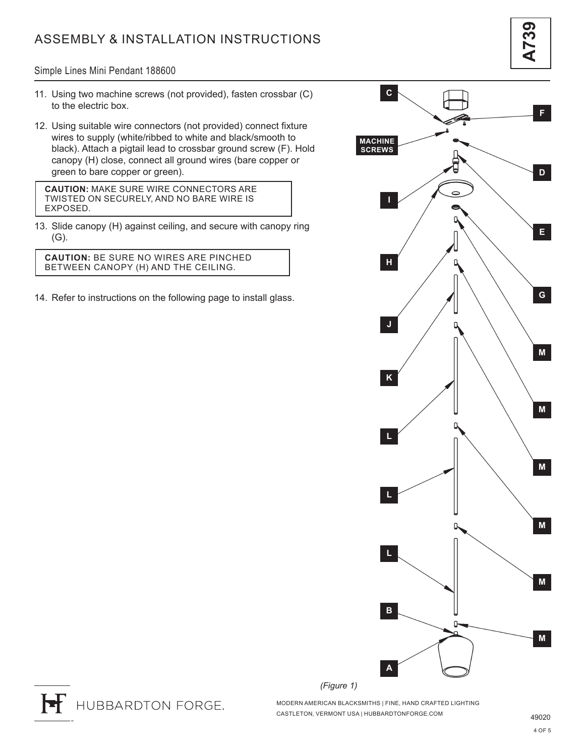# ASSEMBLY & INSTALLATION INSTRUCTIONS

Simple Lines Mini Pendant 188600

A739

11. Using two machine screws (not provided), fasten crossbar (C) to the electric box.
12. Using suitable wire connectors (not provided) connect fixture wires to supply (white/ribbed to white and black/smooth to black). Attach a pigtail lead to crossbar ground screw (F). Hold canopy (H) close, connect all ground wires (bare copper or green to bare copper or green).

**CAUTION:** MAKE SURE WIRE CONNECTORS ARE TWISTED ON SECURELY, AND NO BARE WIRE IS EXPOSED.

13. Slide canopy (H) against ceiling, and secure with canopy ring (G).

**CAUTION:** BE SURE NO WIRES ARE PINCHED BETWEEN CANOPY (H) AND THE CEILING.

14. Refer to instructions on the following page to install glass.

C
F
MACHINE SCREWS
D
I
E
H
G
J
M
K
M
L
M
L
M
L
M
B
M
A

*(Figure 1)*

HUBBARDTON FORGE.

MODERN AMERICAN BLACKSMITHS | FINE, HAND CRAFTED LIGHTING
CASTLETON, VERMONT USA | HUBBARDTONFORGE.COM

49020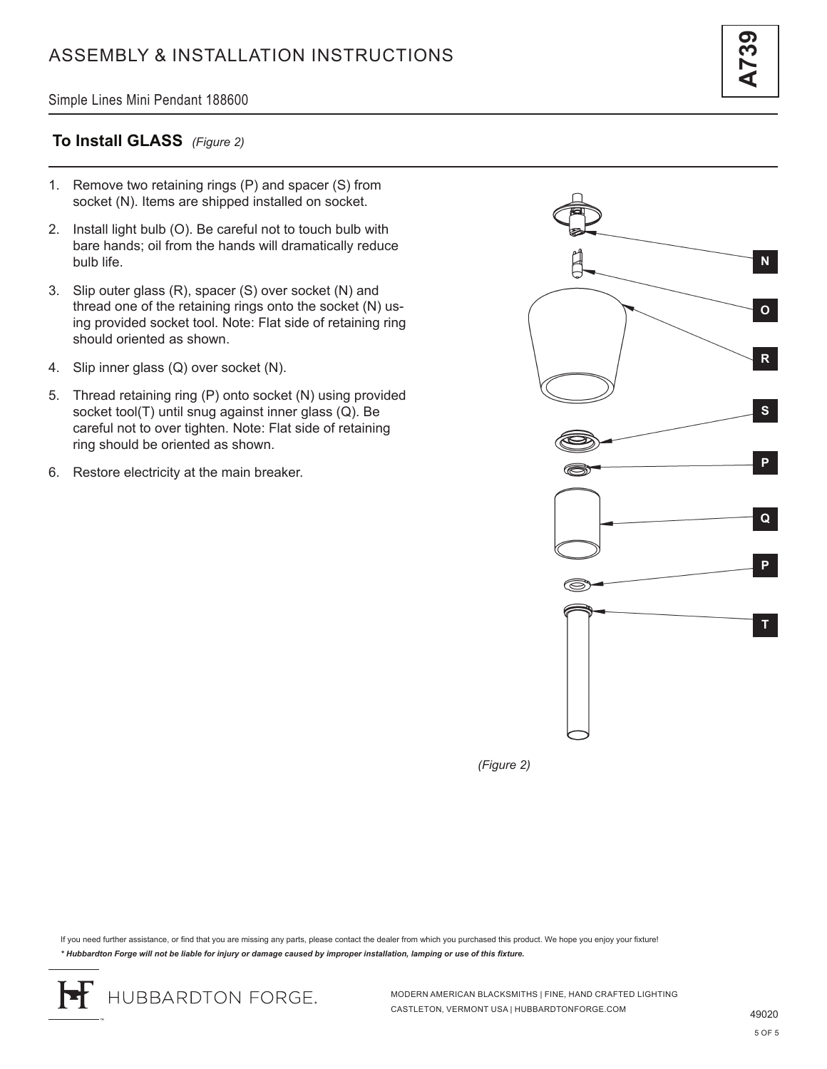# ASSEMBLY & INSTALLATION INSTRUCTIONS

Simple Lines Mini Pendant 188600

A739

## To Install GLASS *(Figure 2)*

1. Remove two retaining rings (P) and spacer (S) from socket (N). Items are shipped installed on socket.
2. Install light bulb (O). Be careful not to touch bulb with bare hands; oil from the hands will dramatically reduce bulb life.
3. Slip outer glass (R), spacer (S) over socket (N) and thread one of the retaining rings onto the socket (N) using provided socket tool. Note: Flat side of retaining ring should oriented as shown.
4. Slip inner glass (Q) over socket (N).
5. Thread retaining ring (P) onto socket (N) using provided socket tool(T) until snug against inner glass (Q). Be careful not to over tighten. Note: Flat side of retaining ring should be oriented as shown.
6. Restore electricity at the main breaker.

N

O

R

S

P

Q

P

T

*(Figure 2)*

If you need further assistance, or find that you are missing any parts, please contact the dealer from which you purchased this product. We hope you enjoy your fixture!

***\* Hubbardton Forge will not be liable for injury or damage caused by improper installation, lamping or use of this fixture.***

HUBBARDTON FORGE.

MODERN AMERICAN BLACKSMITHS | FINE, HAND CRAFTED LIGHTING
CASTLETON, VERMONT USA | HUBBARDTONFORGE.COM

49020